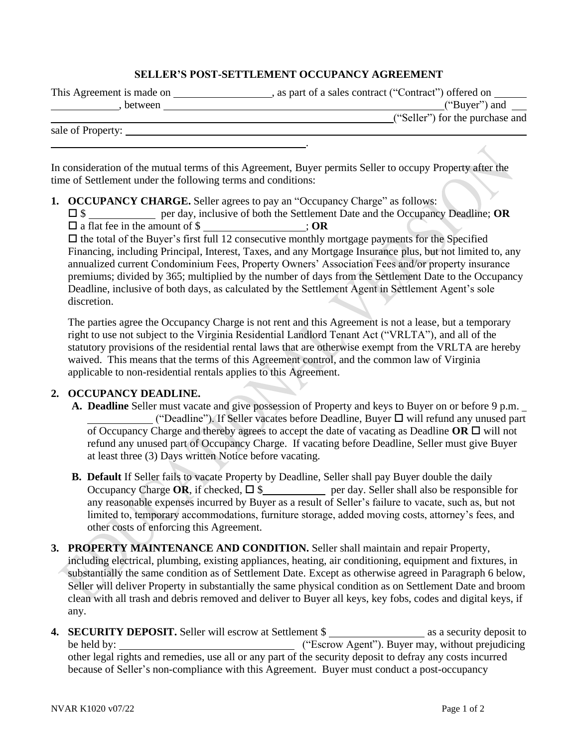## SELLER'S POST-SETTLEMENT OCCUPANCY AGREEMENT

This Agreement is made on ________________, as part of a sales contract ("Contract") offered on ____________________, between ______________________________________________("Buyer") and ______________________________________________________("Seller") for the purchase and sale of Property: ________________________________________________________________________________.

In consideration of the mutual terms of this Agreement, Buyer permits Seller to occupy Property after the time of Settlement under the following terms and conditions:

1. **OCCUPANCY CHARGE.** Seller agrees to pay an "Occupancy Charge" as follows:
   ☐ $ ____________ per day, inclusive of both the Settlement Date and the Occupancy Deadline; **OR**
   ☐ a flat fee in the amount of $ ________________; **OR**
   ☐ the total of the Buyer's first full 12 consecutive monthly mortgage payments for the Specified Financing, including Principal, Interest, Taxes, and any Mortgage Insurance plus, but not limited to, any annualized current Condominium Fees, Property Owners' Association Fees and/or property insurance premiums; divided by 365; multiplied by the number of days from the Settlement Date to the Occupancy Deadline, inclusive of both days, as calculated by the Settlement Agent in Settlement Agent's sole discretion.

   The parties agree the Occupancy Charge is not rent and this Agreement is not a lease, but a temporary right to use not subject to the Virginia Residential Landlord Tenant Act ("VRLTA"), and all of the statutory provisions of the residential rental laws that are otherwise exempt from the VRLTA are hereby waived. This means that the terms of this Agreement control, and the common law of Virginia applicable to non-residential rentals applies to this Agreement.

2. **OCCUPANCY DEADLINE.**
   **A. Deadline** Seller must vacate and give possession of Property and keys to Buyer on or before 9 p.m. ____________ ("Deadline"). If Seller vacates before Deadline, Buyer ☐ will refund any unused part of Occupancy Charge and thereby agrees to accept the date of vacating as Deadline **OR** ☐ will not refund any unused part of Occupancy Charge. If vacating before Deadline, Seller must give Buyer at least three (3) Days written Notice before vacating.

   **B. Default** If Seller fails to vacate Property by Deadline, Seller shall pay Buyer double the daily Occupancy Charge **OR**, if checked, ☐ $____________ per day. Seller shall also be responsible for any reasonable expenses incurred by Buyer as a result of Seller's failure to vacate, such as, but not limited to, temporary accommodations, furniture storage, added moving costs, attorney's fees, and other costs of enforcing this Agreement.

3. **PROPERTY MAINTENANCE AND CONDITION.** Seller shall maintain and repair Property, including electrical, plumbing, existing appliances, heating, air conditioning, equipment and fixtures, in substantially the same condition as of Settlement Date. Except as otherwise agreed in Paragraph 6 below, Seller will deliver Property in substantially the same physical condition as on Settlement Date and broom clean with all trash and debris removed and deliver to Buyer all keys, key fobs, codes and digital keys, if any.

4. **SECURITY DEPOSIT.** Seller will escrow at Settlement $ ________________ as a security deposit to be held by: ______________________________ ("Escrow Agent"). Buyer may, without prejudicing other legal rights and remedies, use all or any part of the security deposit to defray any costs incurred because of Seller's non-compliance with this Agreement. Buyer must conduct a post-occupancy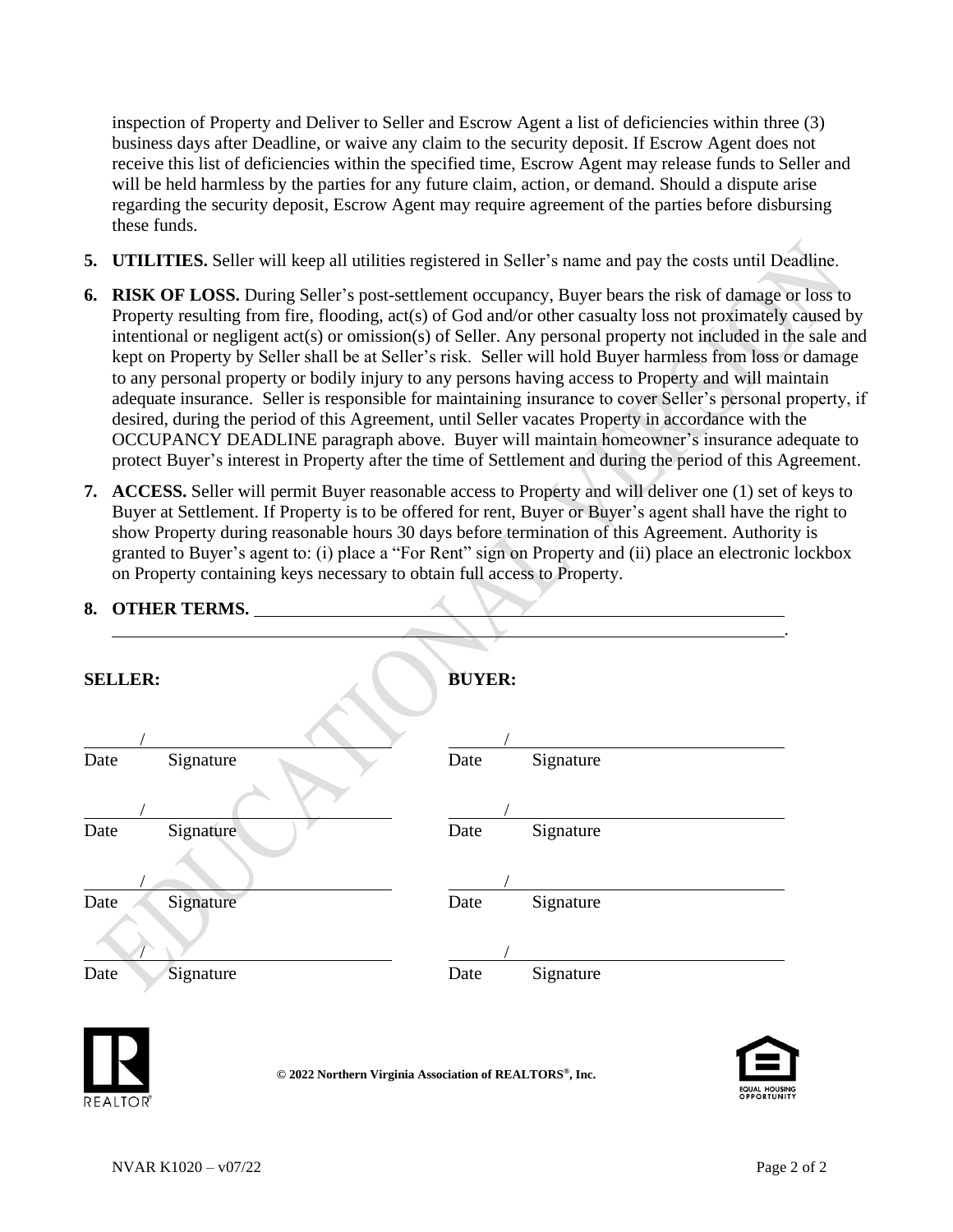inspection of Property and Deliver to Seller and Escrow Agent a list of deficiencies within three (3) business days after Deadline, or waive any claim to the security deposit. If Escrow Agent does not receive this list of deficiencies within the specified time, Escrow Agent may release funds to Seller and will be held harmless by the parties for any future claim, action, or demand. Should a dispute arise regarding the security deposit, Escrow Agent may require agreement of the parties before disbursing these funds.

5. **UTILITIES.** Seller will keep all utilities registered in Seller's name and pay the costs until Deadline.

6. **RISK OF LOSS.** During Seller's post-settlement occupancy, Buyer bears the risk of damage or loss to Property resulting from fire, flooding, act(s) of God and/or other casualty loss not proximately caused by intentional or negligent act(s) or omission(s) of Seller. Any personal property not included in the sale and kept on Property by Seller shall be at Seller's risk. Seller will hold Buyer harmless from loss or damage to any personal property or bodily injury to any persons having access to Property and will maintain adequate insurance. Seller is responsible for maintaining insurance to cover Seller's personal property, if desired, during the period of this Agreement, until Seller vacates Property in accordance with the OCCUPANCY DEADLINE paragraph above. Buyer will maintain homeowner's insurance adequate to protect Buyer's interest in Property after the time of Settlement and during the period of this Agreement.

7. **ACCESS.** Seller will permit Buyer reasonable access to Property and will deliver one (1) set of keys to Buyer at Settlement. If Property is to be offered for rent, Buyer or Buyer's agent shall have the right to show Property during reasonable hours 30 days before termination of this Agreement. Authority is granted to Buyer's agent to: (i) place a "For Rent" sign on Property and (ii) place an electronic lockbox on Property containing keys necessary to obtain full access to Property.

8. **OTHER TERMS.** ______________________________________________________________
______________________________________________________________________________.

**SELLER:**

______ / ______________________
Date Signature

______ / ______________________
Date Signature

______ / ______________________
Date Signature

______ / ______________________
Date Signature

**BUYER:**

______ / ______________________
Date Signature

______ / ______________________
Date Signature

______ / ______________________
Date Signature

______ / ______________________
Date Signature

**© 2022 Northern Virginia Association of REALTORS®, Inc.**

NVAR K1020 – v07/22